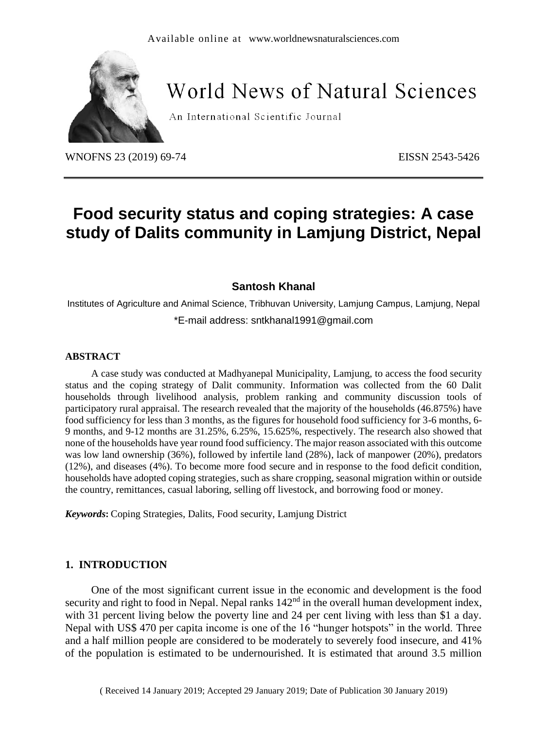Available online at www.worldnewsnaturalsciences.com

# World News of Natural Sciences

An International Scientific Journal

WNOFNS 23 (2019) 69-74 EISSN 2543-5426

# Food security status and coping strategies: A case study of Dalits community in Lamjung District, Nepal

**Santosh Khanal**

Institutes of Agriculture and Animal Science, Tribhuvan University, Lamjung Campus, Lamjung, Nepal

*E-mail address: sntkhanal1991@gmail.com

## ABSTRACT

A case study was conducted at Madhyanepal Municipality, Lamjung, to access the food security status and the coping strategy of Dalit community. Information was collected from the 60 Dalit households through livelihood analysis, problem ranking and community discussion tools of participatory rural appraisal. The research revealed that the majority of the households (46.875%) have food sufficiency for less than 3 months, as the figures for household food sufficiency for 3-6 months, 6-9 months, and 9-12 months are 31.25%, 6.25%, 15.625%, respectively. The research also showed that none of the households have year round food sufficiency. The major reason associated with this outcome was low land ownership (36%), followed by infertile land (28%), lack of manpower (20%), predators (12%), and diseases (4%). To become more food secure and in response to the food deficit condition, households have adopted coping strategies, such as share cropping, seasonal migration within or outside the country, remittances, casual laboring, selling off livestock, and borrowing food or money.

***Keywords*:** Coping Strategies, Dalits, Food security, Lamjung District

## 1. INTRODUCTION

One of the most significant current issue in the economic and development is the food security and right to food in Nepal. Nepal ranks 142[nd] in the overall human development index, with 31 percent living below the poverty line and 24 per cent living with less than $1 a day. Nepal with US$ 470 per capita income is one of the 16 "hunger hotspots" in the world. Three and a half million people are considered to be moderately to severely food insecure, and 41% of the population is estimated to be undernourished. It is estimated that around 3.5 million

( Received 14 January 2019; Accepted 29 January 2019; Date of Publication 30 January 2019)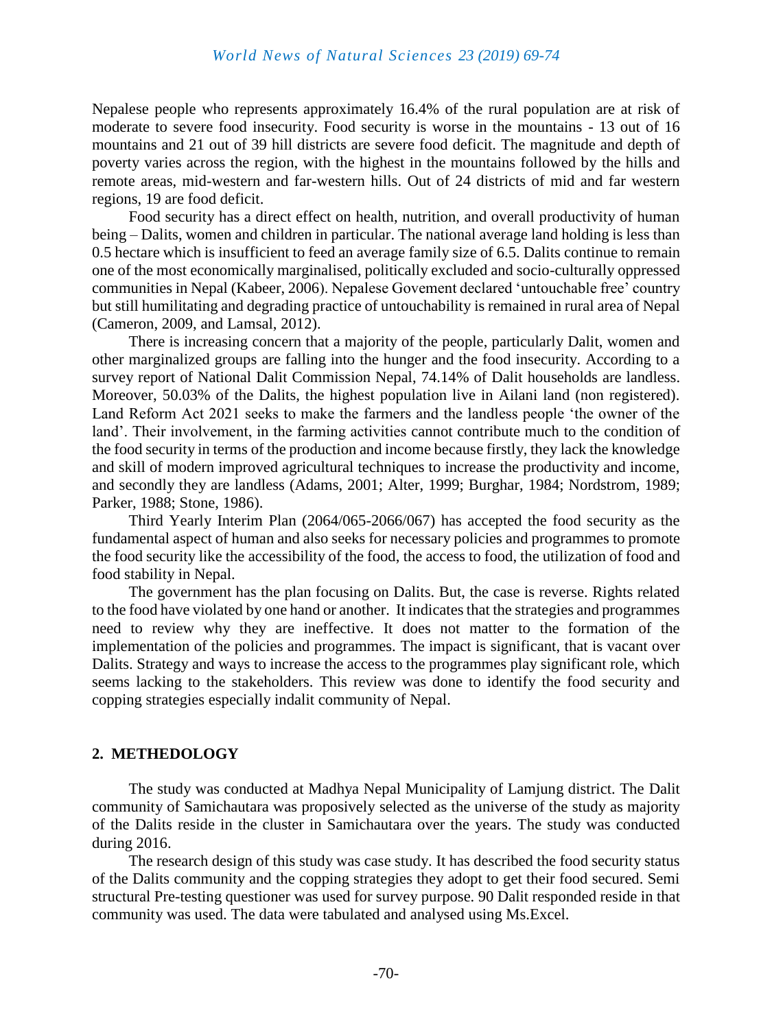Nepalese people who represents approximately 16.4% of the rural population are at risk of moderate to severe food insecurity. Food security is worse in the mountains - 13 out of 16 mountains and 21 out of 39 hill districts are severe food deficit. The magnitude and depth of poverty varies across the region, with the highest in the mountains followed by the hills and remote areas, mid-western and far-western hills. Out of 24 districts of mid and far western regions, 19 are food deficit.

Food security has a direct effect on health, nutrition, and overall productivity of human being – Dalits, women and children in particular. The national average land holding is less than 0.5 hectare which is insufficient to feed an average family size of 6.5. Dalits continue to remain one of the most economically marginalised, politically excluded and socio-culturally oppressed communities in Nepal (Kabeer, 2006). Nepalese Govement declared 'untouchable free' country but still humilitating and degrading practice of untouchability is remained in rural area of Nepal (Cameron, 2009, and Lamsal, 2012).

There is increasing concern that a majority of the people, particularly Dalit, women and other marginalized groups are falling into the hunger and the food insecurity. According to a survey report of National Dalit Commission Nepal, 74.14% of Dalit households are landless. Moreover, 50.03% of the Dalits, the highest population live in Ailani land (non registered). Land Reform Act 2021 seeks to make the farmers and the landless people 'the owner of the land'. Their involvement, in the farming activities cannot contribute much to the condition of the food security in terms of the production and income because firstly, they lack the knowledge and skill of modern improved agricultural techniques to increase the productivity and income, and secondly they are landless (Adams, 2001; Alter, 1999; Burghar, 1984; Nordstrom, 1989; Parker, 1988; Stone, 1986).

Third Yearly Interim Plan (2064/065-2066/067) has accepted the food security as the fundamental aspect of human and also seeks for necessary policies and programmes to promote the food security like the accessibility of the food, the access to food, the utilization of food and food stability in Nepal.

The government has the plan focusing on Dalits. But, the case is reverse. Rights related to the food have violated by one hand or another. It indicates that the strategies and programmes need to review why they are ineffective. It does not matter to the formation of the implementation of the policies and programmes. The impact is significant, that is vacant over Dalits. Strategy and ways to increase the access to the programmes play significant role, which seems lacking to the stakeholders. This review was done to identify the food security and copping strategies especially indalit community of Nepal.

## 2. METHEDOLOGY

The study was conducted at Madhya Nepal Municipality of Lamjung district. The Dalit community of Samichautara was proposively selected as the universe of the study as majority of the Dalits reside in the cluster in Samichautara over the years. The study was conducted during 2016.

The research design of this study was case study. It has described the food security status of the Dalits community and the copping strategies they adopt to get their food secured. Semi structural Pre-testing questioner was used for survey purpose. 90 Dalit responded reside in that community was used. The data were tabulated and analysed using Ms.Excel.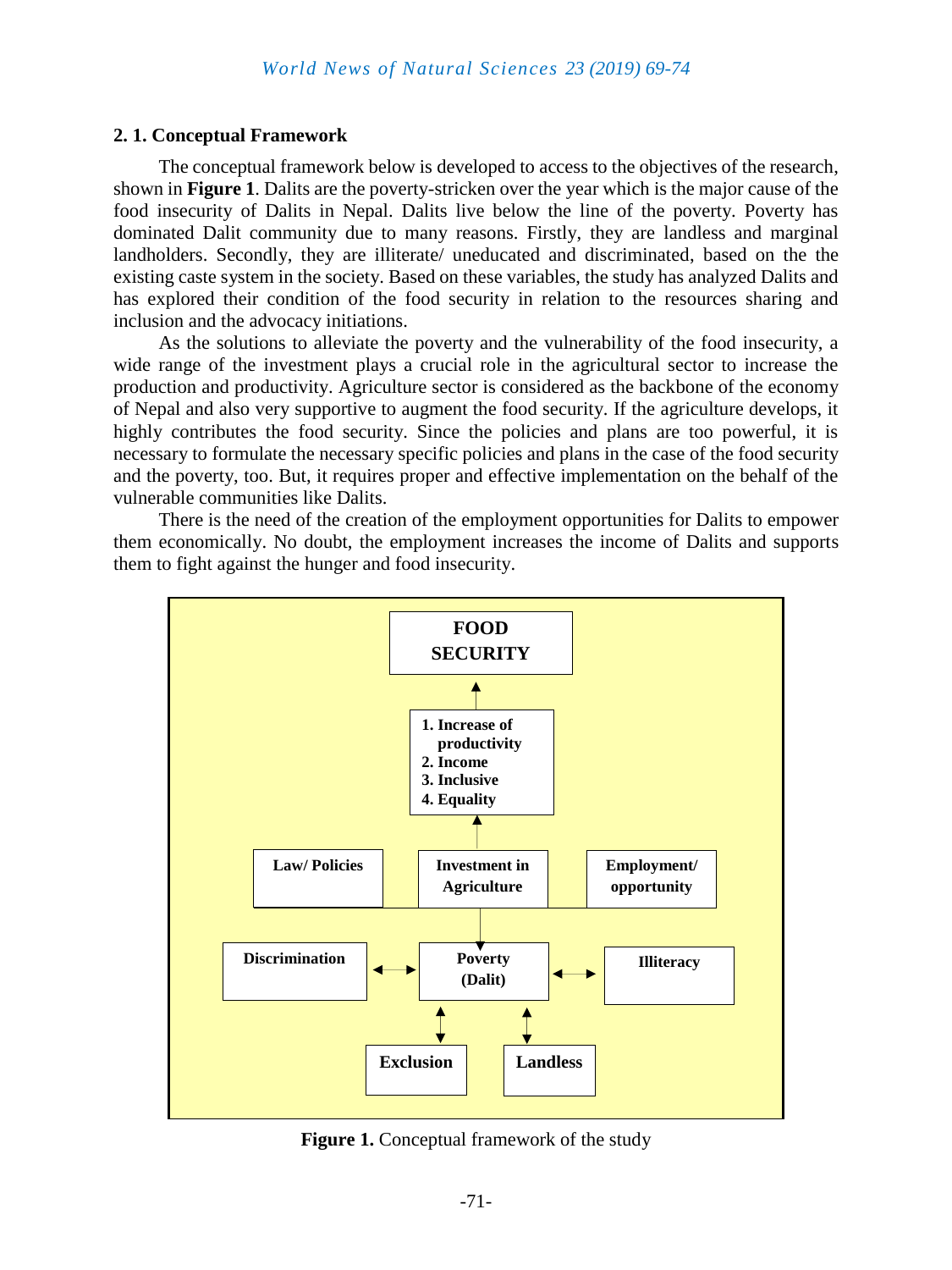### 2. 1. Conceptual Framework

The conceptual framework below is developed to access to the objectives of the research, shown in **Figure 1**. Dalits are the poverty-stricken over the year which is the major cause of the food insecurity of Dalits in Nepal. Dalits live below the line of the poverty. Poverty has dominated Dalit community due to many reasons. Firstly, they are landless and marginal landholders. Secondly, they are illiterate/ uneducated and discriminated, based on the the existing caste system in the society. Based on these variables, the study has analyzed Dalits and has explored their condition of the food security in relation to the resources sharing and inclusion and the advocacy initiations.

As the solutions to alleviate the poverty and the vulnerability of the food insecurity, a wide range of the investment plays a crucial role in the agricultural sector to increase the production and productivity. Agriculture sector is considered as the backbone of the economy of Nepal and also very supportive to augment the food security. If the agriculture develops, it highly contributes the food security. Since the policies and plans are too powerful, it is necessary to formulate the necessary specific policies and plans in the case of the food security and the poverty, too. But, it requires proper and effective implementation on the behalf of the vulnerable communities like Dalits.

There is the need of the creation of the employment opportunities for Dalits to empower them economically. No doubt, the employment increases the income of Dalits and supports them to fight against the hunger and food insecurity.

FOOD SECURITY

1. Increase of productivity
2. Income
3. Inclusive
4. Equality

Law/ Policies | Investment in Agriculture | Employment/ opportunity

Discrimination | Poverty (Dalit) | Illiteracy

Exclusion | Landless

**Figure 1.** Conceptual framework of the study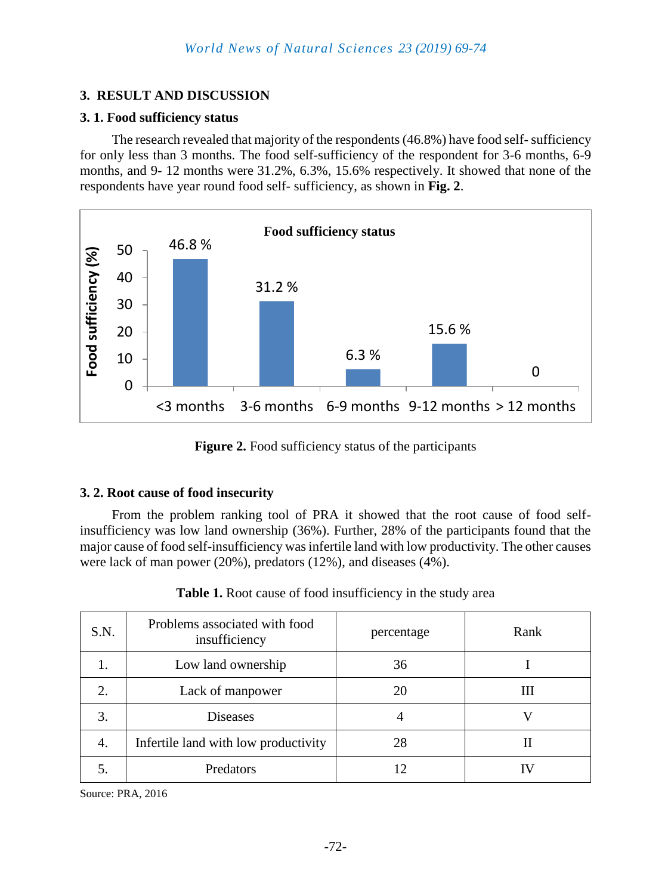## 3. RESULT AND DISCUSSION

### 3. 1. Food sufficiency status

The research revealed that majority of the respondents (46.8%) have food self- sufficiency for only less than 3 months. The food self-sufficiency of the respondent for 3-6 months, 6-9 months, and 9- 12 months were 31.2%, 6.3%, 15.6% respectively. It showed that none of the respondents have year round food self- sufficiency, as shown in **Fig. 2**.

**Figure 2.** Food sufficiency status of the participants

### 3. 2. Root cause of food insecurity

From the problem ranking tool of PRA it showed that the root cause of food self-insufficiency was low land ownership (36%). Further, 28% of the participants found that the major cause of food self-insufficiency was infertile land with low productivity. The other causes were lack of man power (20%), predators (12%), and diseases (4%).

**Table 1.** Root cause of food insufficiency in the study area

| S.N. | Problems associated with food insufficiency | percentage | Rank |
|---|---|---|---|
| 1. | Low land ownership | 36 | I |
| 2. | Lack of manpower | 20 | III |
| 3. | Diseases | 4 | V |
| 4. | Infertile land with low productivity | 28 | II |
| 5. | Predators | 12 | IV |

Source: PRA, 2016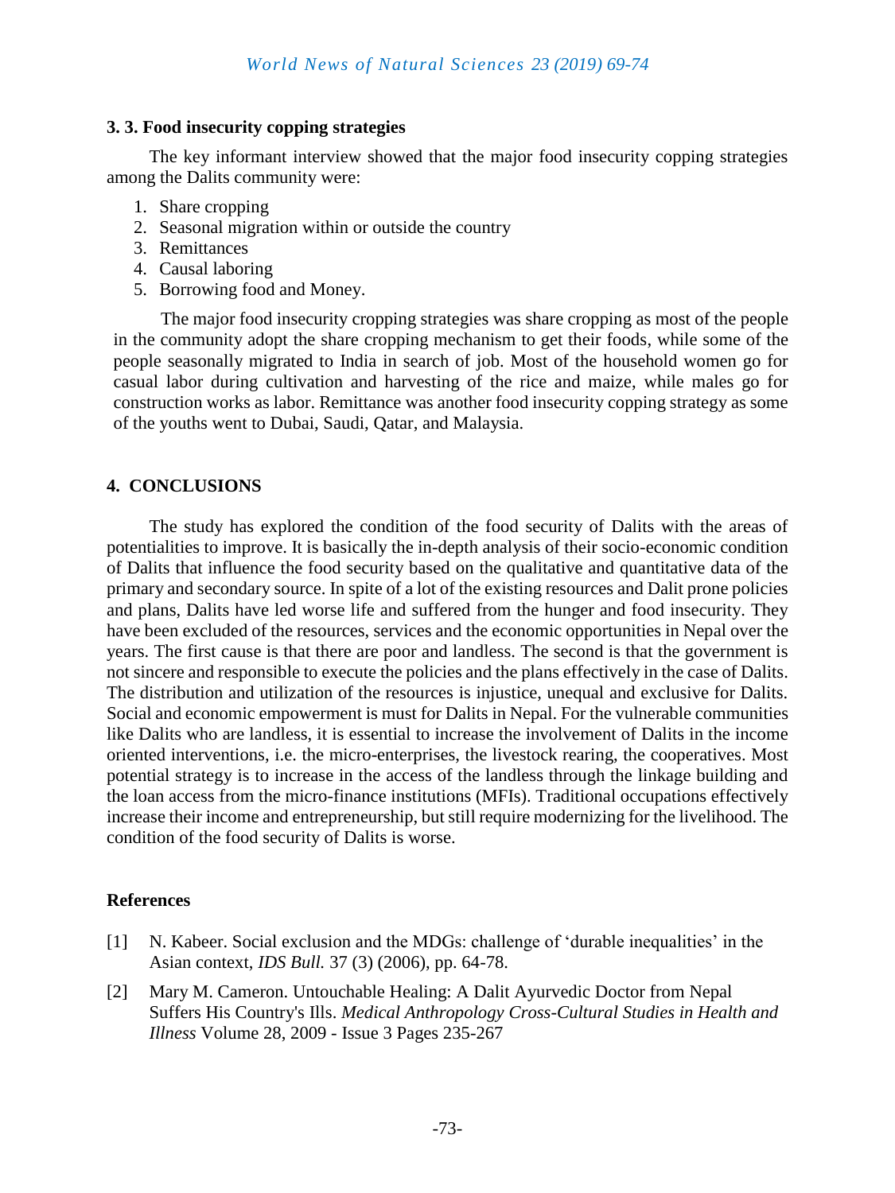### 3. 3. Food insecurity copping strategies

The key informant interview showed that the major food insecurity copping strategies among the Dalits community were:

1. Share cropping
2. Seasonal migration within or outside the country
3. Remittances
4. Causal laboring
5. Borrowing food and Money.

The major food insecurity cropping strategies was share cropping as most of the people in the community adopt the share cropping mechanism to get their foods, while some of the people seasonally migrated to India in search of job. Most of the household women go for casual labor during cultivation and harvesting of the rice and maize, while males go for construction works as labor. Remittance was another food insecurity copping strategy as some of the youths went to Dubai, Saudi, Qatar, and Malaysia.

## 4. CONCLUSIONS

The study has explored the condition of the food security of Dalits with the areas of potentialities to improve. It is basically the in-depth analysis of their socio-economic condition of Dalits that influence the food security based on the qualitative and quantitative data of the primary and secondary source. In spite of a lot of the existing resources and Dalit prone policies and plans, Dalits have led worse life and suffered from the hunger and food insecurity. They have been excluded of the resources, services and the economic opportunities in Nepal over the years. The first cause is that there are poor and landless. The second is that the government is not sincere and responsible to execute the policies and the plans effectively in the case of Dalits. The distribution and utilization of the resources is injustice, unequal and exclusive for Dalits. Social and economic empowerment is must for Dalits in Nepal. For the vulnerable communities like Dalits who are landless, it is essential to increase the involvement of Dalits in the income oriented interventions, i.e. the micro-enterprises, the livestock rearing, the cooperatives. Most potential strategy is to increase in the access of the landless through the linkage building and the loan access from the micro-finance institutions (MFIs). Traditional occupations effectively increase their income and entrepreneurship, but still require modernizing for the livelihood. The condition of the food security of Dalits is worse.

## References

[1] N. Kabeer. Social exclusion and the MDGs: challenge of 'durable inequalities' in the Asian context, *IDS Bull.* 37 (3) (2006), pp. 64-78.

[2] Mary M. Cameron. Untouchable Healing: A Dalit Ayurvedic Doctor from Nepal Suffers His Country's Ills. *Medical Anthropology Cross-Cultural Studies in Health and Illness* Volume 28, 2009 - Issue 3 Pages 235-267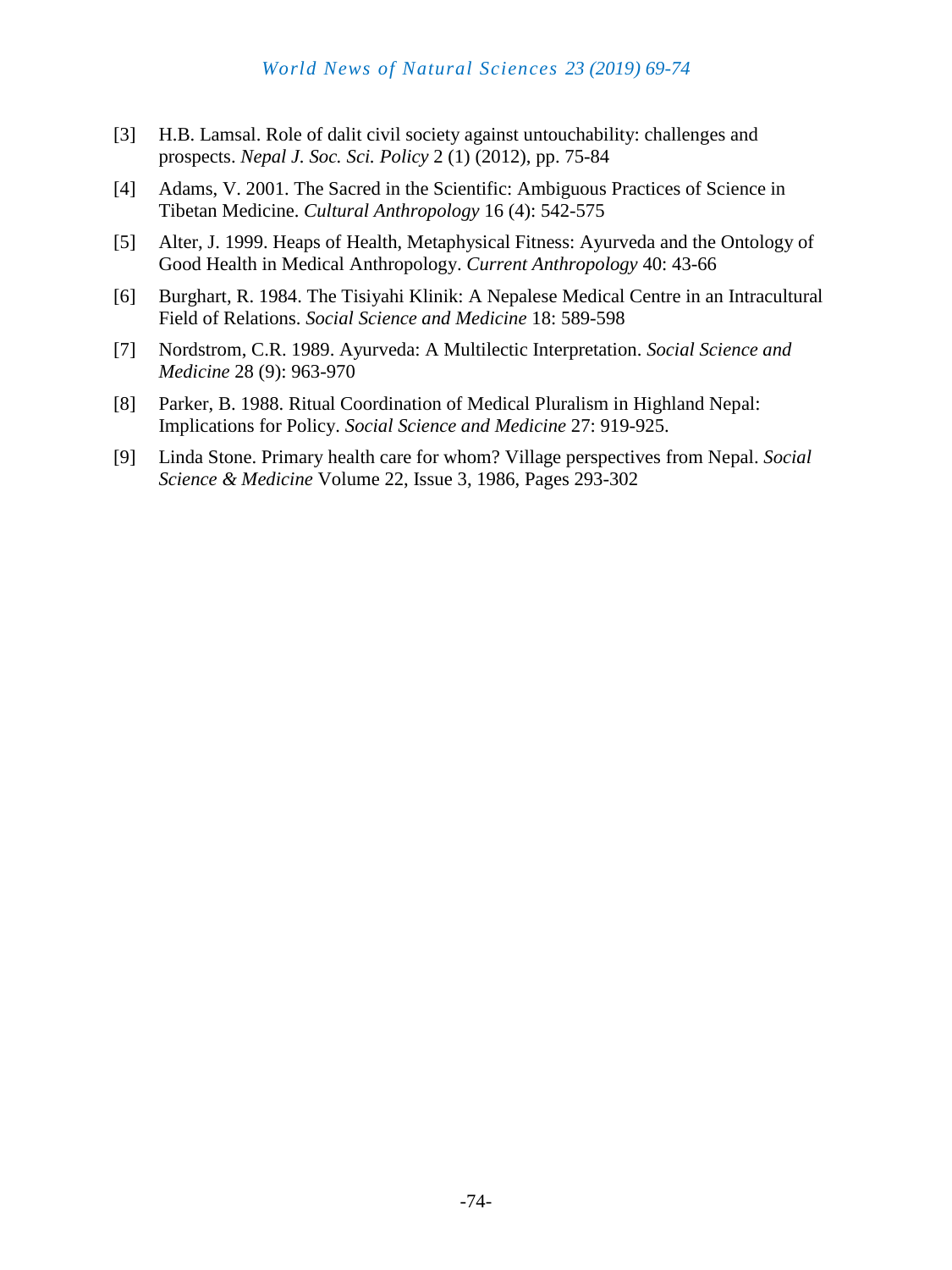[3] H.B. Lamsal. Role of dalit civil society against untouchability: challenges and prospects. *Nepal J. Soc. Sci. Policy* 2 (1) (2012), pp. 75-84

[4] Adams, V. 2001. The Sacred in the Scientific: Ambiguous Practices of Science in Tibetan Medicine. *Cultural Anthropology* 16 (4): 542-575

[5] Alter, J. 1999. Heaps of Health, Metaphysical Fitness: Ayurveda and the Ontology of Good Health in Medical Anthropology. *Current Anthropology* 40: 43-66

[6] Burghart, R. 1984. The Tisiyahi Klinik: A Nepalese Medical Centre in an Intracultural Field of Relations. *Social Science and Medicine* 18: 589-598

[7] Nordstrom, C.R. 1989. Ayurveda: A Multilectic Interpretation. *Social Science and Medicine* 28 (9): 963-970

[8] Parker, B. 1988. Ritual Coordination of Medical Pluralism in Highland Nepal: Implications for Policy. *Social Science and Medicine* 27: 919-925.

[9] Linda Stone. Primary health care for whom? Village perspectives from Nepal. *Social Science & Medicine* Volume 22, Issue 3, 1986, Pages 293-302